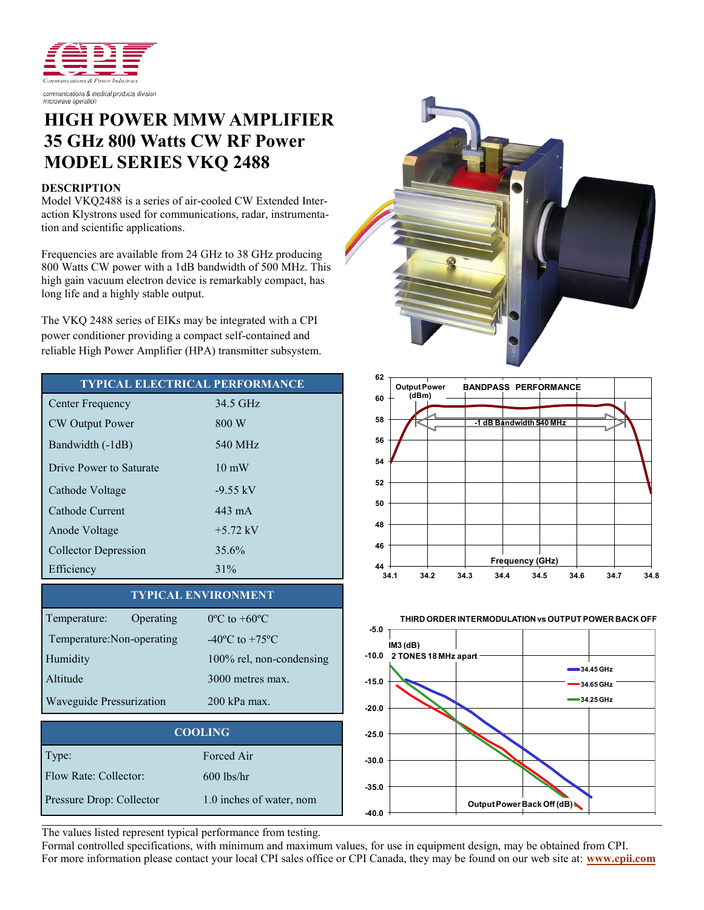communications & medical products division
microwave operation

# HIGH POWER MMW AMPLIFIER
# 35 GHz 800 Watts CW RF Power
# MODEL SERIES VKQ 2488

## DESCRIPTION

Model VKQ2488 is a series of air-cooled CW Extended Interaction Klystrons used for communications, radar, instrumentation and scientific applications.

Frequencies are available from 24 GHz to 38 GHz producing 800 Watts CW power with a 1dB bandwidth of 500 MHz. This high gain vacuum electron device is remarkably compact, has long life and a highly stable output.

The VKQ 2488 series of EIKs may be integrated with a CPI power conditioner providing a compact self-contained and reliable High Power Amplifier (HPA) transmitter subsystem.

| TYPICAL ELECTRICAL PERFORMANCE | |
|---|---|
| Center Frequency | 34.5 GHz |
| CW Output Power | 800 W |
| Bandwidth (-1dB) | 540 MHz |
| Drive Power to Saturate | 10 mW |
| Cathode Voltage | -9.55 kV |
| Cathode Current | 443 mA |
| Anode Voltage | +5.72 kV |
| Collector Depression | 35.6% |
| Efficiency | 31% |

| TYPICAL ENVIRONMENT | |
|---|---|
| Temperature: Operating | 0ºC to +60ºC |
| Temperature:Non-operating | -40ºC to +75ºC |
| Humidity | 100% rel, non-condensing |
| Altitude | 3000 metres max. |
| Waveguide Pressurization | 200 kPa max. |

| COOLING | |
|---|---|
| Type: | Forced Air |
| Flow Rate: Collector: | 600 lbs/hr |
| Pressure Drop: Collector | 1.0 inches of water, nom |

BANDPASS PERFORMANCE — Output Power (dBm) vs Frequency (GHz); -1 dB Bandwidth 540 MHz

THIRD ORDER INTERMODULATION vs OUTPUT POWER BACK OFF — IM3 (dB), 2 TONES 18 MHz apart; 34.45 GHz, 34.65 GHz, 34.25 GHz; Output Power Back Off (dB)

The values listed represent typical performance from testing.
Formal controlled specifications, with minimum and maximum values, for use in equipment design, may be obtained from CPI.
For more information please contact your local CPI sales office or CPI Canada, they may be found on our web site at: www.cpii.com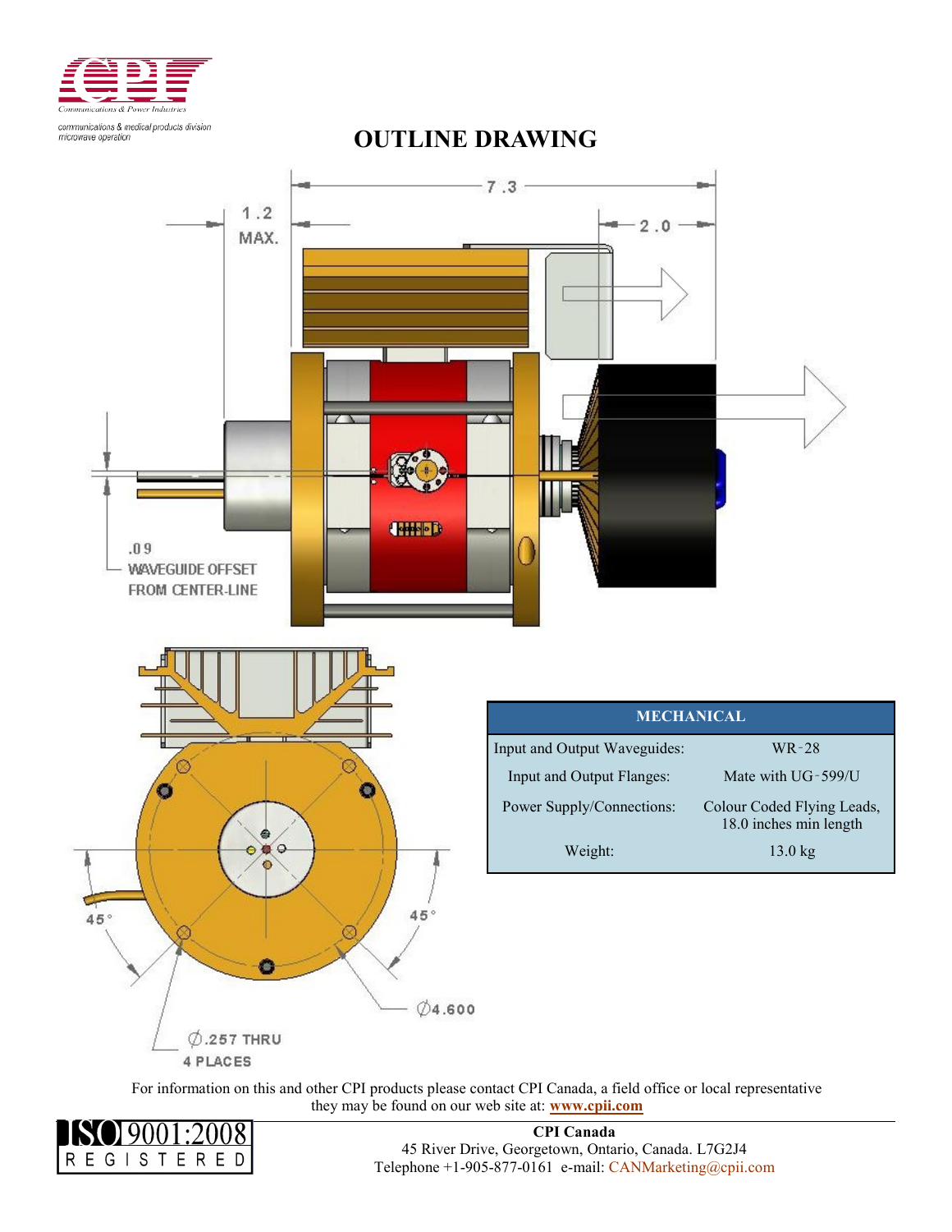communications & medical products division
microwave operation

# OUTLINE DRAWING

7.3

1.2
MAX.

2.0

.09
WAVEGUIDE OFFSET
FROM CENTER-LINE

45°

45°

∅4.600

∅.257 THRU
4 PLACES

| MECHANICAL | |
|---|---|
| Input and Output Waveguides: | WR-28 |
| Input and Output Flanges: | Mate with UG-599/U |
| Power Supply/Connections: | Colour Coded Flying Leads, 18.0 inches min length |
| Weight: | 13.0 kg |

For information on this and other CPI products please contact CPI Canada, a field office or local representative they may be found on our web site at: **www.cpii.com**

ISO 9001:2008 REGISTERED

**CPI Canada**
45 River Drive, Georgetown, Ontario, Canada. L7G2J4
Telephone +1-905-877-0161 e-mail: CANMarketing@cpii.com